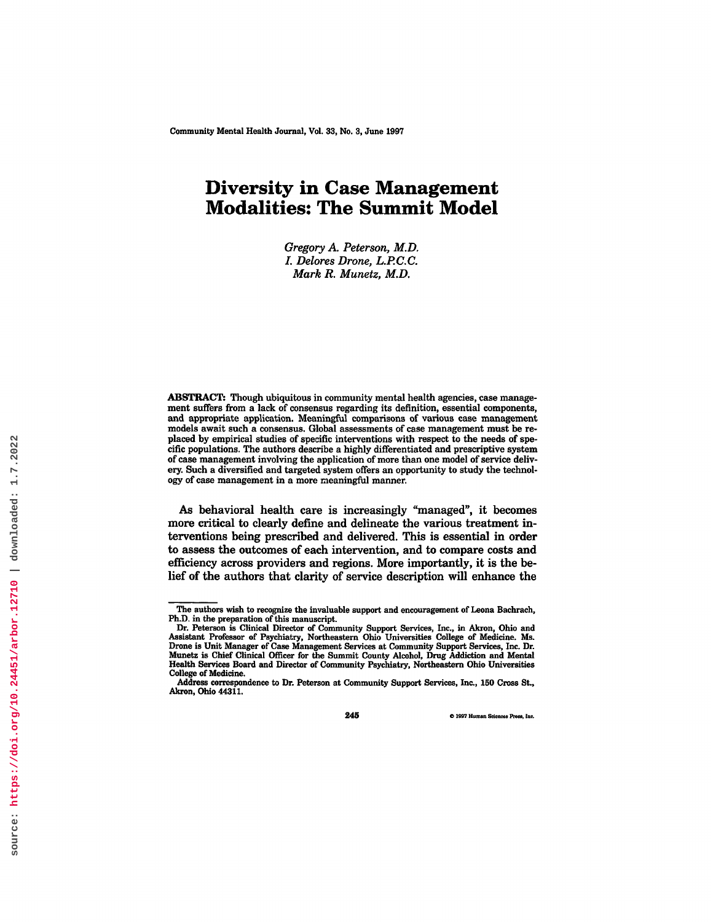# Diversity in Case Management Modalities: The Summit Model

*Gregory A. Peterson, M.D.*
*I. Delores Drone, L.P.C.C.*
*Mark R. Munetz, M.D.*

**ABSTRACT:** Though ubiquitous in community mental health agencies, case management suffers from a lack of consensus regarding its definition, essential components, and appropriate application. Meaningful comparisons of various case management models await such a consensus. Global assessments of case management must be replaced by empirical studies of specific interventions with respect to the needs of specific populations. The authors describe a highly differentiated and prescriptive system of case management involving the application of more than one model of service delivery. Such a diversified and targeted system offers an opportunity to study the technology of case management in a more meaningful manner.

As behavioral health care is increasingly "managed", it becomes more critical to clearly define and delineate the various treatment interventions being prescribed and delivered. This is essential in order to assess the outcomes of each intervention, and to compare costs and efficiency across providers and regions. More importantly, it is the belief of the authors that clarity of service description will enhance the

---

The authors wish to recognize the invaluable support and encouragement of Leona Bachrach, Ph.D. in the preparation of this manuscript.

Dr. Peterson is Clinical Director of Community Support Services, Inc., in Akron, Ohio and Assistant Professor of Psychiatry, Northeastern Ohio Universities College of Medicine. Ms. Drone is Unit Manager of Case Management Services at Community Support Services, Inc. Dr. Munetz is Chief Clinical Officer for the Summit County Alcohol, Drug Addiction and Mental Health Services Board and Director of Community Psychiatry, Northeastern Ohio Universities College of Medicine.

Address correspondence to Dr. Peterson at Community Support Services, Inc., 150 Cross St., Akron, Ohio 44311.

© 1997 Human Sciences Press, Inc.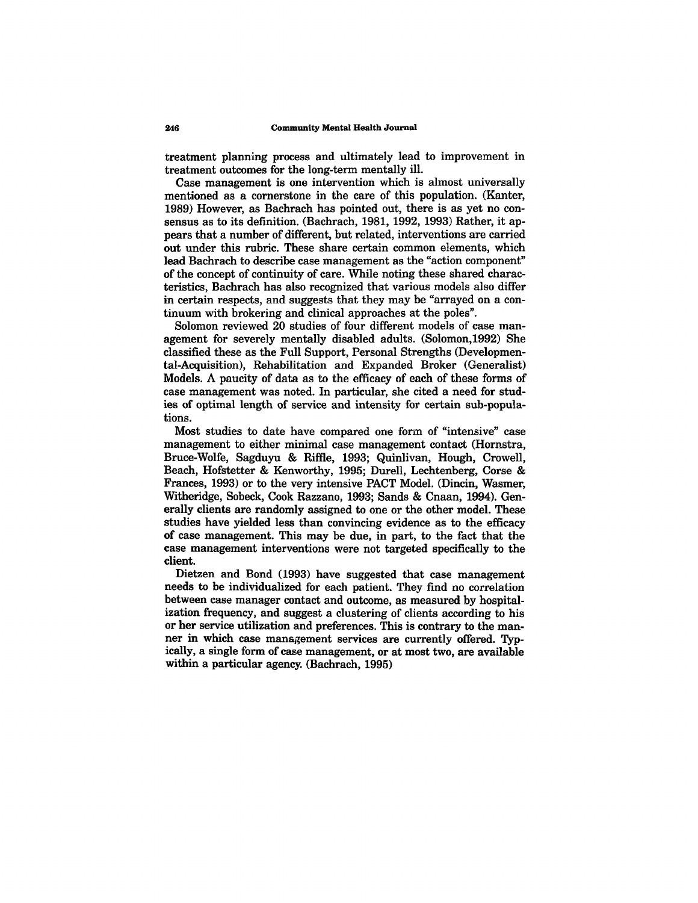treatment planning process and ultimately lead to improvement in treatment outcomes for the long-term mentally ill.

Case management is one intervention which is almost universally mentioned as a cornerstone in the care of this population. (Kanter, 1989) However, as Bachrach has pointed out, there is as yet no consensus as to its definition. (Bachrach, 1981, 1992, 1993) Rather, it appears that a number of different, but related, interventions are carried out under this rubric. These share certain common elements, which lead Bachrach to describe case management as the "action component" of the concept of continuity of care. While noting these shared characteristics, Bachrach has also recognized that various models also differ in certain respects, and suggests that they may be "arrayed on a continuum with brokering and clinical approaches at the poles".

Solomon reviewed 20 studies of four different models of case management for severely mentally disabled adults. (Solomon,1992) She classified these as the Full Support, Personal Strengths (Developmental-Acquisition), Rehabilitation and Expanded Broker (Generalist) Models. A paucity of data as to the efficacy of each of these forms of case management was noted. In particular, she cited a need for studies of optimal length of service and intensity for certain sub-populations.

Most studies to date have compared one form of "intensive" case management to either minimal case management contact (Hornstra, Bruce-Wolfe, Sagduyu & Riffle, 1993; Quinlivan, Hough, Crowell, Beach, Hofstetter & Kenworthy, 1995; Durell, Lechtenberg, Corse & Frances, 1993) or to the very intensive PACT Model. (Dincin, Wasmer, Witheridge, Sobeck, Cook Razzano, 1993; Sands & Cnaan, 1994). Generally clients are randomly assigned to one or the other model. These studies have yielded less than convincing evidence as to the efficacy of case management. This may be due, in part, to the fact that the case management interventions were not targeted specifically to the client.

Dietzen and Bond (1993) have suggested that case management needs to be individualized for each patient. They find no correlation between case manager contact and outcome, as measured by hospitalization frequency, and suggest a clustering of clients according to his or her service utilization and preferences. This is contrary to the manner in which case management services are currently offered. Typically, a single form of case management, or at most two, are available within a particular agency. (Bachrach, 1995)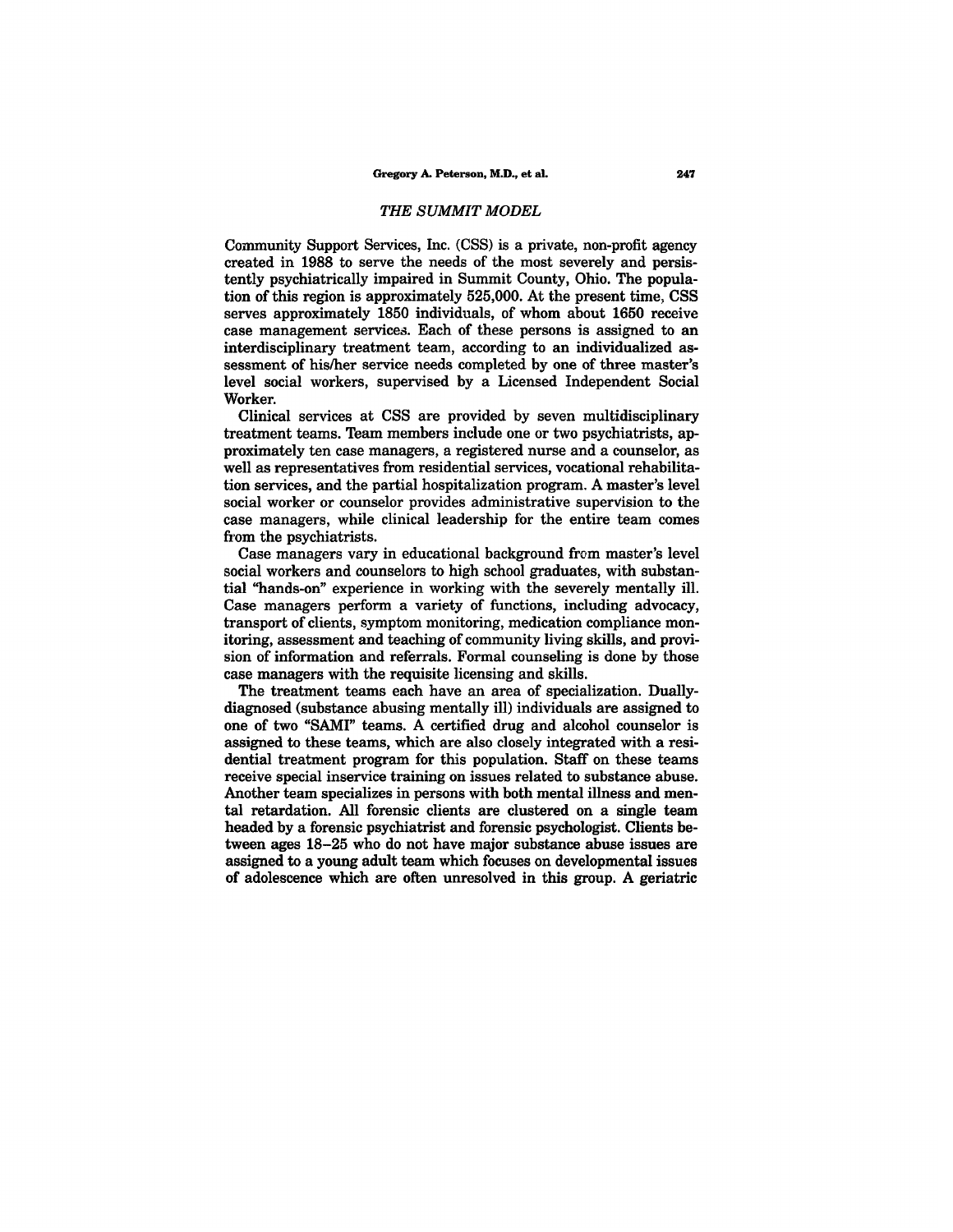## *THE SUMMIT MODEL*

Community Support Services, Inc. (CSS) is a private, non-profit agency created in 1988 to serve the needs of the most severely and persistently psychiatrically impaired in Summit County, Ohio. The population of this region is approximately 525,000. At the present time, CSS serves approximately 1850 individuals, of whom about 1650 receive case management services. Each of these persons is assigned to an interdisciplinary treatment team, according to an individualized assessment of his/her service needs completed by one of three master's level social workers, supervised by a Licensed Independent Social Worker.

Clinical services at CSS are provided by seven multidisciplinary treatment teams. Team members include one or two psychiatrists, approximately ten case managers, a registered nurse and a counselor, as well as representatives from residential services, vocational rehabilitation services, and the partial hospitalization program. A master's level social worker or counselor provides administrative supervision to the case managers, while clinical leadership for the entire team comes from the psychiatrists.

Case managers vary in educational background from master's level social workers and counselors to high school graduates, with substantial "hands-on" experience in working with the severely mentally ill. Case managers perform a variety of functions, including advocacy, transport of clients, symptom monitoring, medication compliance monitoring, assessment and teaching of community living skills, and provision of information and referrals. Formal counseling is done by those case managers with the requisite licensing and skills.

The treatment teams each have an area of specialization. Dually-diagnosed (substance abusing mentally ill) individuals are assigned to one of two "SAMI" teams. A certified drug and alcohol counselor is assigned to these teams, which are also closely integrated with a residential treatment program for this population. Staff on these teams receive special inservice training on issues related to substance abuse. Another team specializes in persons with both mental illness and mental retardation. All forensic clients are clustered on a single team headed by a forensic psychiatrist and forensic psychologist. Clients between ages 18–25 who do not have major substance abuse issues are assigned to a young adult team which focuses on developmental issues of adolescence which are often unresolved in this group. A geriatric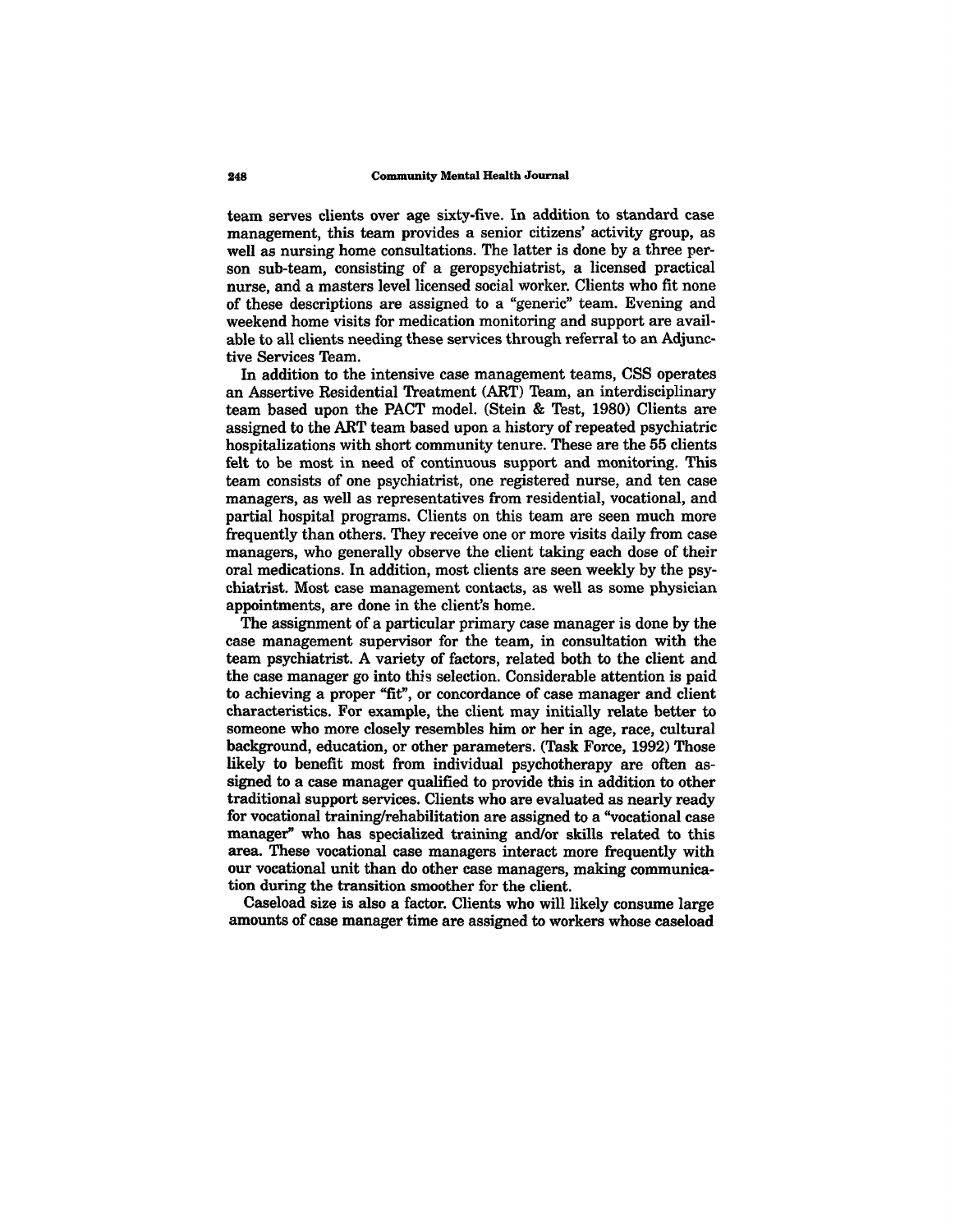team serves clients over age sixty-five. In addition to standard case management, this team provides a senior citizens' activity group, as well as nursing home consultations. The latter is done by a three person sub-team, consisting of a geropsychiatrist, a licensed practical nurse, and a masters level licensed social worker. Clients who fit none of these descriptions are assigned to a "generic" team. Evening and weekend home visits for medication monitoring and support are available to all clients needing these services through referral to an Adjunctive Services Team.

In addition to the intensive case management teams, CSS operates an Assertive Residential Treatment (ART) Team, an interdisciplinary team based upon the PACT model. (Stein & Test, 1980) Clients are assigned to the ART team based upon a history of repeated psychiatric hospitalizations with short community tenure. These are the 55 clients felt to be most in need of continuous support and monitoring. This team consists of one psychiatrist, one registered nurse, and ten case managers, as well as representatives from residential, vocational, and partial hospital programs. Clients on this team are seen much more frequently than others. They receive one or more visits daily from case managers, who generally observe the client taking each dose of their oral medications. In addition, most clients are seen weekly by the psychiatrist. Most case management contacts, as well as some physician appointments, are done in the client's home.

The assignment of a particular primary case manager is done by the case management supervisor for the team, in consultation with the team psychiatrist. A variety of factors, related both to the client and the case manager go into this selection. Considerable attention is paid to achieving a proper "fit", or concordance of case manager and client characteristics. For example, the client may initially relate better to someone who more closely resembles him or her in age, race, cultural background, education, or other parameters. (Task Force, 1992) Those likely to benefit most from individual psychotherapy are often assigned to a case manager qualified to provide this in addition to other traditional support services. Clients who are evaluated as nearly ready for vocational training/rehabilitation are assigned to a "vocational case manager" who has specialized training and/or skills related to this area. These vocational case managers interact more frequently with our vocational unit than do other case managers, making communication during the transition smoother for the client.

Caseload size is also a factor. Clients who will likely consume large amounts of case manager time are assigned to workers whose caseload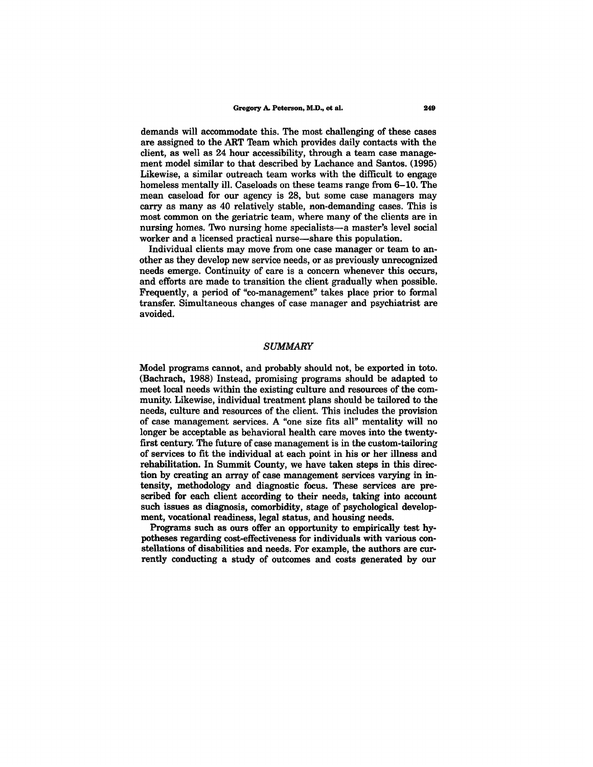demands will accommodate this. The most challenging of these cases are assigned to the ART Team which provides daily contacts with the client, as well as 24 hour accessibility, through a team case management model similar to that described by Lachance and Santos. (1995) Likewise, a similar outreach team works with the difficult to engage homeless mentally ill. Caseloads on these teams range from 6–10. The mean caseload for our agency is 28, but some case managers may carry as many as 40 relatively stable, non-demanding cases. This is most common on the geriatric team, where many of the clients are in nursing homes. Two nursing home specialists—a master's level social worker and a licensed practical nurse—share this population.

Individual clients may move from one case manager or team to another as they develop new service needs, or as previously unrecognized needs emerge. Continuity of care is a concern whenever this occurs, and efforts are made to transition the client gradually when possible. Frequently, a period of "co-management" takes place prior to formal transfer. Simultaneous changes of case manager and psychiatrist are avoided.

## *SUMMARY*

Model programs cannot, and probably should not, be exported in toto. (Bachrach, 1988) Instead, promising programs should be adapted to meet local needs within the existing culture and resources of the community. Likewise, individual treatment plans should be tailored to the needs, culture and resources of the client. This includes the provision of case management services. A "one size fits all" mentality will no longer be acceptable as behavioral health care moves into the twenty-first century. The future of case management is in the custom-tailoring of services to fit the individual at each point in his or her illness and rehabilitation. In Summit County, we have taken steps in this direction by creating an array of case management services varying in intensity, methodology and diagnostic focus. These services are prescribed for each client according to their needs, taking into account such issues as diagnosis, comorbidity, stage of psychological development, vocational readiness, legal status, and housing needs.

Programs such as ours offer an opportunity to empirically test hypotheses regarding cost-effectiveness for individuals with various constellations of disabilities and needs. For example, the authors are currently conducting a study of outcomes and costs generated by our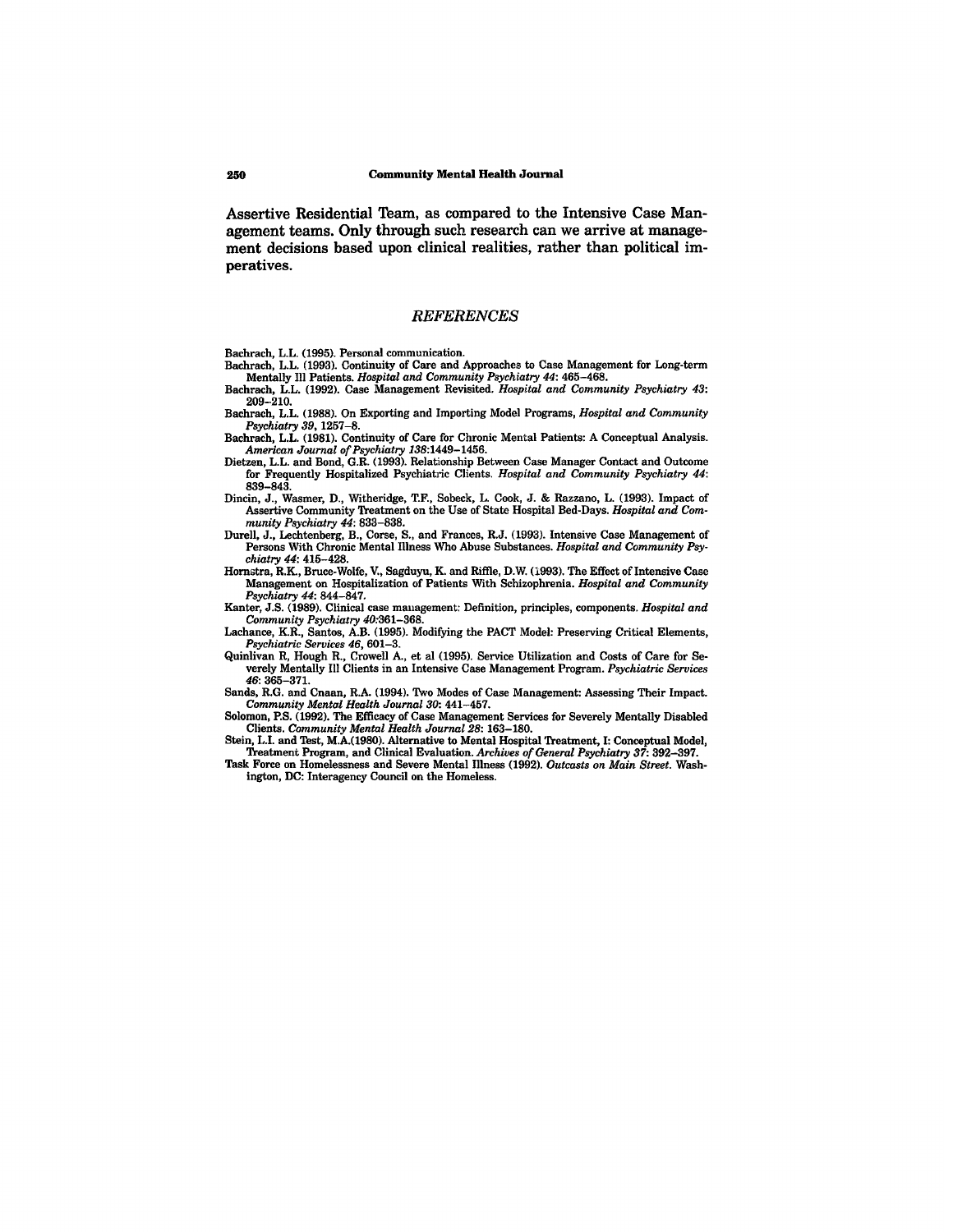Assertive Residential Team, as compared to the Intensive Case Management teams. Only through such research can we arrive at management decisions based upon clinical realities, rather than political imperatives.

## *REFERENCES*

Bachrach, L.L. (1995). Personal communication.

Bachrach, L.L. (1993). Continuity of Care and Approaches to Case Management for Long-term Mentally Ill Patients. *Hospital and Community Psychiatry 44*: 465–468.

Bachrach, L.L. (1992). Case Management Revisited. *Hospital and Community Psychiatry 43*: 209–210.

Bachrach, L.L. (1988). On Exporting and Importing Model Programs, *Hospital and Community Psychiatry 39*, 1257–8.

Bachrach, L.L. (1981). Continuity of Care for Chronic Mental Patients: A Conceptual Analysis. *American Journal of Psychiatry 138*:1449–1456.

Dietzen, L.L. and Bond, G.R. (1993). Relationship Between Case Manager Contact and Outcome for Frequently Hospitalized Psychiatric Clients. *Hospital and Community Psychiatry 44*: 839–843.

Dincin, J., Wasmer, D., Witheridge, T.F., Sobeck, L. Cook, J. & Razzano, L. (1993). Impact of Assertive Community Treatment on the Use of State Hospital Bed-Days. *Hospital and Community Psychiatry 44*: 833–838.

Durell, J., Lechtenberg, B., Corse, S., and Frances, R.J. (1993). Intensive Case Management of Persons With Chronic Mental Illness Who Abuse Substances. *Hospital and Community Psychiatry 44*: 415–428.

Hornstra, R.K., Bruce-Wolfe, V., Sagduyu, K. and Riffle, D.W. (1993). The Effect of Intensive Case Management on Hospitalization of Patients With Schizophrenia. *Hospital and Community Psychiatry 44*: 844–847.

Kanter, J.S. (1989). Clinical case management: Definition, principles, components. *Hospital and Community Psychiatry 40*:361–368.

Lachance, K.R., Santos, A.B. (1995). Modifying the PACT Model: Preserving Critical Elements, *Psychiatric Services 46*, 601–3.

Quinlivan R, Hough R., Crowell A., et al (1995). Service Utilization and Costs of Care for Severely Mentally Ill Clients in an Intensive Case Management Program. *Psychiatric Services 46*: 365–371.

Sands, R.G. and Cnaan, R.A. (1994). Two Modes of Case Management: Assessing Their Impact. *Community Mental Health Journal 30*: 441–457.

Solomon, P.S. (1992). The Efficacy of Case Management Services for Severely Mentally Disabled Clients. *Community Mental Health Journal 28*: 163–180.

Stein, L.I. and Test, M.A.(1980). Alternative to Mental Hospital Treatment, I: Conceptual Model, Treatment Program, and Clinical Evaluation. *Archives of General Psychiatry 37*: 392–397.

Task Force on Homelessness and Severe Mental Illness (1992). *Outcasts on Main Street*. Washington, DC: Interagency Council on the Homeless.